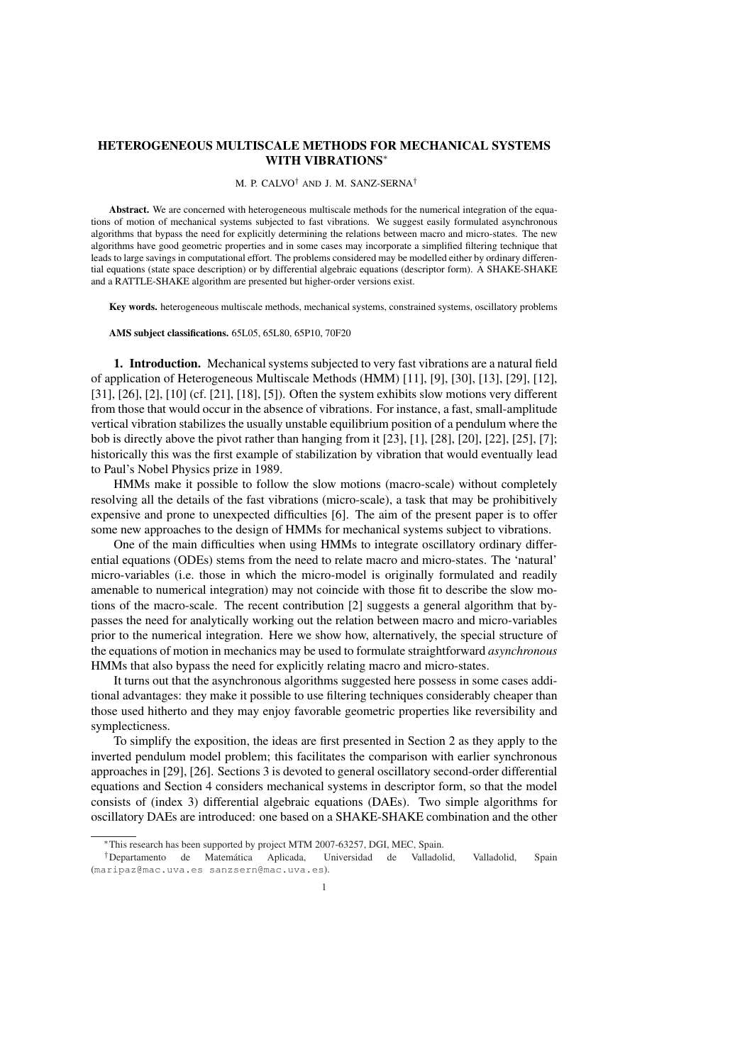# HETEROGENEOUS MULTISCALE METHODS FOR MECHANICAL SYSTEMS WITH VIBRATIONS*

M. P. CALVO† AND J. M. SANZ-SERNA†

**Abstract.** We are concerned with heterogeneous multiscale methods for the numerical integration of the equations of motion of mechanical systems subjected to fast vibrations. We suggest easily formulated asynchronous algorithms that bypass the need for explicitly determining the relations between macro and micro-states. The new algorithms have good geometric properties and in some cases may incorporate a simplified filtering technique that leads to large savings in computational effort. The problems considered may be modelled either by ordinary differential equations (state space description) or by differential algebraic equations (descriptor form). A SHAKE-SHAKE and a RATTLE-SHAKE algorithm are presented but higher-order versions exist.

**Key words.** heterogeneous multiscale methods, mechanical systems, constrained systems, oscillatory problems

**AMS subject classifications.** 65L05, 65L80, 65P10, 70F20

## 1. Introduction.

Mechanical systems subjected to very fast vibrations are a natural field of application of Heterogeneous Multiscale Methods (HMM) [11], [9], [30], [13], [29], [12], [31], [26], [2], [10] (cf. [21], [18], [5]). Often the system exhibits slow motions very different from those that would occur in the absence of vibrations. For instance, a fast, small-amplitude vertical vibration stabilizes the usually unstable equilibrium position of a pendulum where the bob is directly above the pivot rather than hanging from it [23], [1], [28], [20], [22], [25], [7]; historically this was the first example of stabilization by vibration that would eventually lead to Paul's Nobel Physics prize in 1989.

HMMs make it possible to follow the slow motions (macro-scale) without completely resolving all the details of the fast vibrations (micro-scale), a task that may be prohibitively expensive and prone to unexpected difficulties [6]. The aim of the present paper is to offer some new approaches to the design of HMMs for mechanical systems subject to vibrations.

One of the main difficulties when using HMMs to integrate oscillatory ordinary differential equations (ODEs) stems from the need to relate macro and micro-states. The 'natural' micro-variables (i.e. those in which the micro-model is originally formulated and readily amenable to numerical integration) may not coincide with those fit to describe the slow motions of the macro-scale. The recent contribution [2] suggests a general algorithm that bypasses the need for analytically working out the relation between macro and micro-variables prior to the numerical integration. Here we show how, alternatively, the special structure of the equations of motion in mechanics may be used to formulate straightforward *asynchronous* HMMs that also bypass the need for explicitly relating macro and micro-states.

It turns out that the asynchronous algorithms suggested here possess in some cases additional advantages: they make it possible to use filtering techniques considerably cheaper than those used hitherto and they may enjoy favorable geometric properties like reversibility and symplecticness.

To simplify the exposition, the ideas are first presented in Section 2 as they apply to the inverted pendulum model problem; this facilitates the comparison with earlier synchronous approaches in [29], [26]. Sections 3 is devoted to general oscillatory second-order differential equations and Section 4 considers mechanical systems in descriptor form, so that the model consists of (index 3) differential algebraic equations (DAEs). Two simple algorithms for oscillatory DAEs are introduced: one based on a SHAKE-SHAKE combination and the other

---

*This research has been supported by project MTM 2007-63257, DGI, MEC, Spain.

†Departamento de Matemática Aplicada, Universidad de Valladolid, Valladolid, Spain (maripaz@mac.uva.es sanzsern@mac.uva.es).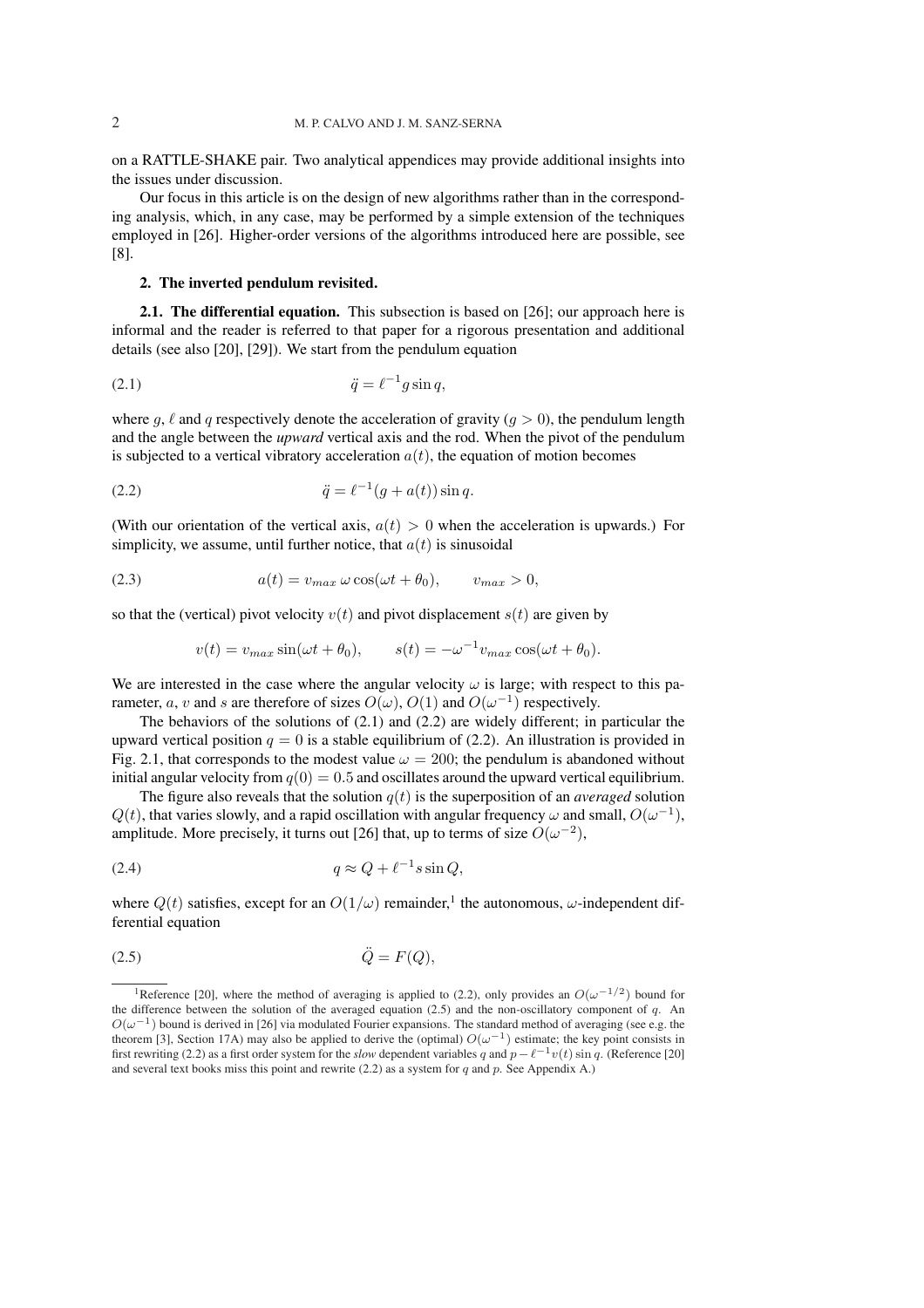on a RATTLE-SHAKE pair. Two analytical appendices may provide additional insights into the issues under discussion.

Our focus in this article is on the design of new algorithms rather than in the corresponding analysis, which, in any case, may be performed by a simple extension of the techniques employed in [26]. Higher-order versions of the algorithms introduced here are possible, see [8].

## 2. The inverted pendulum revisited.

**2.1. The differential equation.** This subsection is based on [26]; our approach here is informal and the reader is referred to that paper for a rigorous presentation and additional details (see also [20], [29]). We start from the pendulum equation

$$\ddot{q} = \ell^{-1} g \sin q, \tag{2.1}$$

where $g$, $\ell$ and $q$ respectively denote the acceleration of gravity ($g > 0$), the pendulum length and the angle between the *upward* vertical axis and the rod. When the pivot of the pendulum is subjected to a vertical vibratory acceleration $a(t)$, the equation of motion becomes

$$\ddot{q} = \ell^{-1}(g + a(t)) \sin q. \tag{2.2}$$

(With our orientation of the vertical axis, $a(t) > 0$ when the acceleration is upwards.) For simplicity, we assume, until further notice, that $a(t)$ is sinusoidal

$$a(t) = v_{max}\, \omega \cos(\omega t + \theta_0), \qquad v_{max} > 0, \tag{2.3}$$

so that the (vertical) pivot velocity $v(t)$ and pivot displacement $s(t)$ are given by

$$v(t) = v_{max} \sin(\omega t + \theta_0), \qquad s(t) = -\omega^{-1} v_{max} \cos(\omega t + \theta_0).$$

We are interested in the case where the angular velocity $\omega$ is large; with respect to this parameter, $a$, $v$ and $s$ are therefore of sizes $O(\omega)$, $O(1)$ and $O(\omega^{-1})$ respectively.

The behaviors of the solutions of (2.1) and (2.2) are widely different; in particular the upward vertical position $q = 0$ is a stable equilibrium of (2.2). An illustration is provided in Fig. 2.1, that corresponds to the modest value $\omega = 200$; the pendulum is abandoned without initial angular velocity from $q(0) = 0.5$ and oscillates around the upward vertical equilibrium.

The figure also reveals that the solution $q(t)$ is the superposition of an *averaged* solution $Q(t)$, that varies slowly, and a rapid oscillation with angular frequency $\omega$ and small, $O(\omega^{-1})$, amplitude. More precisely, it turns out [26] that, up to terms of size $O(\omega^{-2})$,

$$q \approx Q + \ell^{-1} s \sin Q, \tag{2.4}$$

where $Q(t)$ satisfies, except for an $O(1/\omega)$ remainder,[1] the autonomous, $\omega$-independent differential equation

$$\ddot{Q} = F(Q), \tag{2.5}$$

[1] Reference [20], where the method of averaging is applied to (2.2), only provides an $O(\omega^{-1/2})$ bound for the difference between the solution of the averaged equation (2.5) and the non-oscillatory component of $q$. An $O(\omega^{-1})$ bound is derived in [26] via modulated Fourier expansions. The standard method of averaging (see e.g. the theorem [3], Section 17A) may also be applied to derive the (optimal) $O(\omega^{-1})$ estimate; the key point consists in first rewriting (2.2) as a first order system for the *slow* dependent variables $q$ and $p - \ell^{-1} v(t) \sin q$. (Reference [20] and several text books miss this point and rewrite (2.2) as a system for $q$ and $p$. See Appendix A.)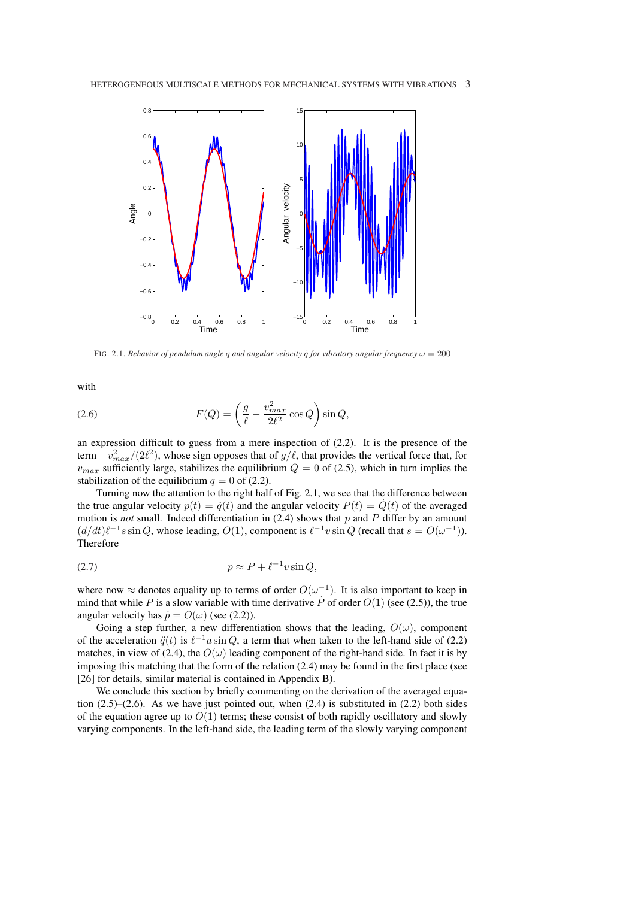Angle

0.8
0.6
0.4
0.2
0
−0.2
−0.4
−0.6
−0.8

0 0.2 0.4 0.6 0.8 1

Time

Angular velocity

15
10
5
0
−5
−10
−15

0 0.2 0.4 0.6 0.8 1

Time

FIG. 2.1. *Behavior of pendulum angle $q$ and angular velocity $\dot{q}$ for vibratory angular frequency $\omega = 200$*

with

$$F(Q) = \left( \frac{g}{\ell} - \frac{v_{max}^2}{2\ell^2} \cos Q \right) \sin Q, \tag{2.6}$$

an expression difficult to guess from a mere inspection of (2.2). It is the presence of the term $-v_{max}^2/(2\ell^2)$, whose sign opposes that of $g/\ell$, that provides the vertical force that, for $v_{max}$ sufficiently large, stabilizes the equilibrium $Q = 0$ of (2.5), which in turn implies the stabilization of the equilibrium $q = 0$ of (2.2).

Turning now the attention to the right half of Fig. 2.1, we see that the difference between the true angular velocity $p(t) = \dot{q}(t)$ and the angular velocity $P(t) = \dot{Q}(t)$ of the averaged motion is *not* small. Indeed differentiation in (2.4) shows that $p$ and $P$ differ by an amount $(d/dt)\ell^{-1} s \sin Q$, whose leading, $O(1)$, component is $\ell^{-1} v \sin Q$ (recall that $s = O(\omega^{-1})$). Therefore

$$p \approx P + \ell^{-1} v \sin Q, \tag{2.7}$$

where now $\approx$ denotes equality up to terms of order $O(\omega^{-1})$. It is also important to keep in mind that while $P$ is a slow variable with time derivative $\dot{P}$ of order $O(1)$ (see (2.5)), the true angular velocity has $\dot{p} = O(\omega)$ (see (2.2)).

Going a step further, a new differentiation shows that the leading, $O(\omega)$, component of the acceleration $\ddot{q}(t)$ is $\ell^{-1} a \sin Q$, a term that when taken to the left-hand side of (2.2) matches, in view of (2.4), the $O(\omega)$ leading component of the right-hand side. In fact it is by imposing this matching that the form of the relation (2.4) may be found in the first place (see [26] for details, similar material is contained in Appendix B).

We conclude this section by briefly commenting on the derivation of the averaged equation (2.5)–(2.6). As we have just pointed out, when (2.4) is substituted in (2.2) both sides of the equation agree up to $O(1)$ terms; these consist of both rapidly oscillatory and slowly varying components. In the left-hand side, the leading term of the slowly varying component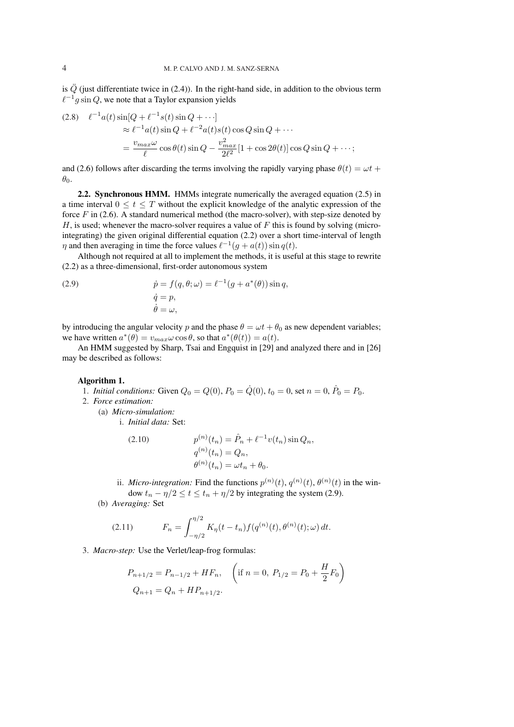is $\ddot{Q}$ (just differentiate twice in (2.4)). In the right-hand side, in addition to the obvious term $\ell^{-1}g\sin Q$, we note that a Taylor expansion yields

$$
\begin{aligned}
(2.8)\quad \ell^{-1}a(t)\sin[Q + \ell^{-1}s(t)\sin Q + \cdots]& \\
&\approx \ell^{-1}a(t)\sin Q + \ell^{-2}a(t)s(t)\cos Q\sin Q + \cdots \\
&= \frac{v_{max}\omega}{\ell}\cos\theta(t)\sin Q - \frac{v_{max}^2}{2\ell^2}[1+\cos 2\theta(t)]\cos Q\sin Q + \cdots;
\end{aligned}
$$

and (2.6) follows after discarding the terms involving the rapidly varying phase $\theta(t) = \omega t + \theta_0$.

**2.2. Synchronous HMM.** HMMs integrate numerically the averaged equation (2.5) in a time interval $0 \le t \le T$ without the explicit knowledge of the analytic expression of the force $F$ in (2.6). A standard numerical method (the macro-solver), with step-size denoted by $H$, is used; whenever the macro-solver requires a value of $F$ this is found by solving (micro-integrating) the given original differential equation (2.2) over a short time-interval of length $\eta$ and then averaging in time the force values $\ell^{-1}(g + a(t))\sin q(t)$.

Although not required at all to implement the methods, it is useful at this stage to rewrite (2.2) as a three-dimensional, first-order autonomous system

$$
\begin{aligned}
\dot{p} &= f(q,\theta;\omega) = \ell^{-1}(g + a^*(\theta))\sin q, \\
\dot{q} &= p, \\
\dot{\theta} &= \omega,
\end{aligned}
\tag{2.9}
$$

by introducing the angular velocity $p$ and the phase $\theta = \omega t + \theta_0$ as new dependent variables; we have written $a^*(\theta) = v_{max}\omega\cos\theta$, so that $a^*(\theta(t)) = a(t)$.

An HMM suggested by Sharp, Tsai and Engquist in [29] and analyzed there and in [26] may be described as follows:

**Algorithm 1.**

1. *Initial conditions:* Given $Q_0 = Q(0)$, $P_0 = \dot{Q}(0)$, $t_0 = 0$, set $n = 0$, $\hat{P}_0 = P_0$.
2. *Force estimation:*
   (a) *Micro-simulation:*
      i. *Initial data:* Set:

$$
\begin{aligned}
p^{(n)}(t_n) &= \hat{P}_n + \ell^{-1}v(t_n)\sin Q_n, \\
q^{(n)}(t_n) &= Q_n, \\
\theta^{(n)}(t_n) &= \omega t_n + \theta_0.
\end{aligned}
\tag{2.10}
$$

      ii. *Micro-integration:* Find the functions $p^{(n)}(t)$, $q^{(n)}(t)$, $\theta^{(n)}(t)$ in the window $t_n - \eta/2 \le t \le t_n + \eta/2$ by integrating the system (2.9).

   (b) *Averaging:* Set

$$
F_n = \int_{-\eta/2}^{\eta/2} K_\eta(t - t_n) f(q^{(n)}(t), \theta^{(n)}(t);\omega)\, dt.
\tag{2.11}
$$

3. *Macro-step:* Use the Verlet/leap-frog formulas:

$$
\begin{aligned}
P_{n+1/2} &= P_{n-1/2} + HF_n, \quad \left(\text{if } n = 0,\ P_{1/2} = P_0 + \frac{H}{2}F_0\right) \\
Q_{n+1} &= Q_n + HP_{n+1/2}.
\end{aligned}
$$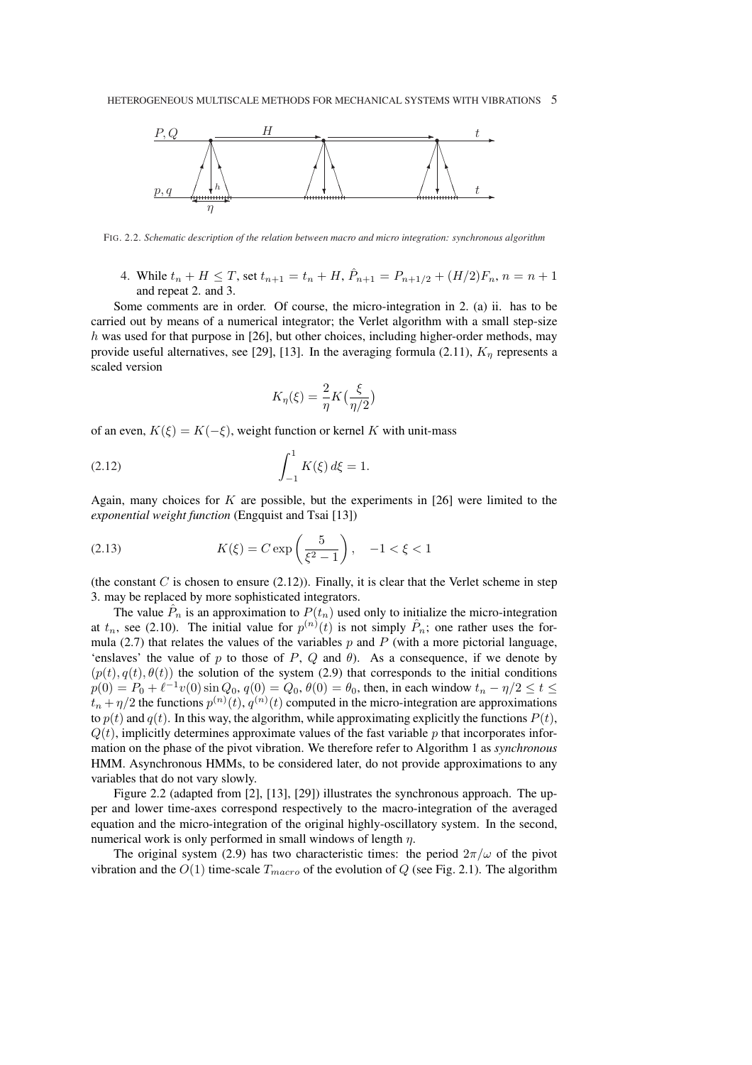P, Q

H

t

p, q

h

t

η

FIG. 2.2. *Schematic description of the relation between macro and micro integration: synchronous algorithm*

4. While $t_n + H \le T$, set $t_{n+1} = t_n + H$, $\hat{P}_{n+1} = P_{n+1/2} + (H/2)F_n$, $n = n+1$ and repeat 2. and 3.

Some comments are in order. Of course, the micro-integration in 2. (a) ii. has to be carried out by means of a numerical integrator; the Verlet algorithm with a small step-size $h$ was used for that purpose in [26], but other choices, including higher-order methods, may provide useful alternatives, see [29], [13]. In the averaging formula (2.11), $K_\eta$ represents a scaled version

$$K_\eta(\xi) = \frac{2}{\eta} K\big(\frac{\xi}{\eta/2}\big)$$

of an even, $K(\xi) = K(-\xi)$, weight function or kernel $K$ with unit-mass

$$\int_{-1}^{1} K(\xi)\, d\xi = 1. \tag{2.12}$$

Again, many choices for $K$ are possible, but the experiments in [26] were limited to the *exponential weight function* (Engquist and Tsai [13])

$$K(\xi) = C \exp\left(\frac{5}{\xi^2 - 1}\right), \quad -1 < \xi < 1 \tag{2.13}$$

(the constant $C$ is chosen to ensure (2.12)). Finally, it is clear that the Verlet scheme in step 3. may be replaced by more sophisticated integrators.

The value $\hat{P}_n$ is an approximation to $P(t_n)$ used only to initialize the micro-integration at $t_n$, see (2.10). The initial value for $p^{(n)}(t)$ is not simply $\hat{P}_n$; one rather uses the formula (2.7) that relates the values of the variables $p$ and $P$ (with a more pictorial language, 'enslaves' the value of $p$ to those of $P$, $Q$ and $\theta$). As a consequence, if we denote by $(p(t), q(t), \theta(t))$ the solution of the system (2.9) that corresponds to the initial conditions $p(0) = P_0 + \ell^{-1} v(0) \sin Q_0$, $q(0) = Q_0$, $\theta(0) = \theta_0$, then, in each window $t_n - \eta/2 \le t \le t_n + \eta/2$ the functions $p^{(n)}(t)$, $q^{(n)}(t)$ computed in the micro-integration are approximations to $p(t)$ and $q(t)$. In this way, the algorithm, while approximating explicitly the functions $P(t)$, $Q(t)$, implicitly determines approximate values of the fast variable $p$ that incorporates information on the phase of the pivot vibration. We therefore refer to Algorithm 1 as *synchronous* HMM. Asynchronous HMMs, to be considered later, do not provide approximations to any variables that do not vary slowly.

Figure 2.2 (adapted from [2], [13], [29]) illustrates the synchronous approach. The upper and lower time-axes correspond respectively to the macro-integration of the averaged equation and the micro-integration of the original highly-oscillatory system. In the second, numerical work is only performed in small windows of length $\eta$.

The original system (2.9) has two characteristic times: the period $2\pi/\omega$ of the pivot vibration and the $O(1)$ time-scale $T_{macro}$ of the evolution of $Q$ (see Fig. 2.1). The algorithm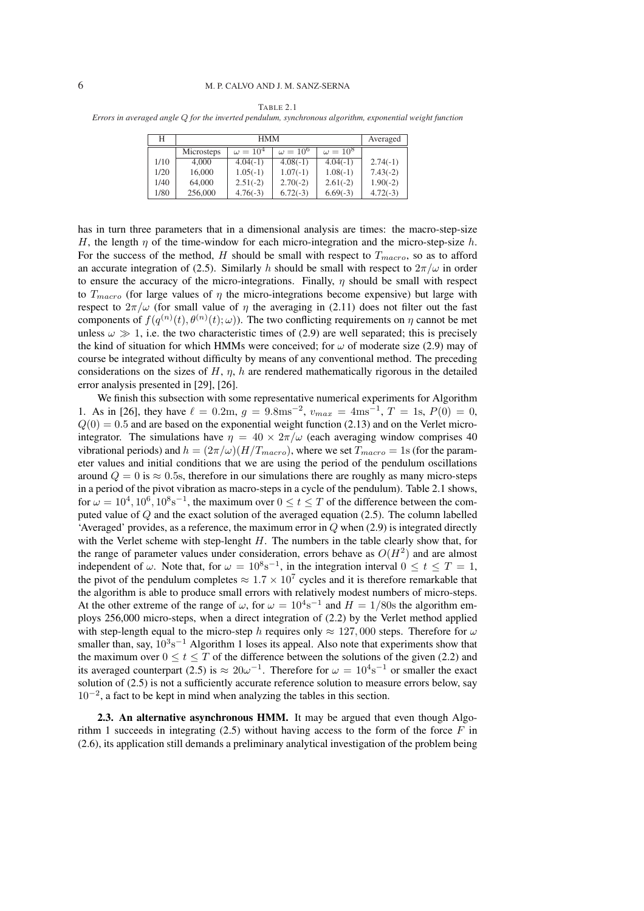TABLE 2.1

*Errors in averaged angle $Q$ for the inverted pendulum, synchronous algorithm, exponential weight function*

| H | HMM | | | | Averaged |
|---|---|---|---|---|---|
| | Microsteps | $\omega = 10^4$ | $\omega = 10^6$ | $\omega = 10^8$ | |
| 1/10 | 4,000 | 4.04(-1) | 4.08(-1) | 4.04(-1) | 2.74(-1) |
| 1/20 | 16,000 | 1.05(-1) | 1.07(-1) | 1.08(-1) | 7.43(-2) |
| 1/40 | 64,000 | 2.51(-2) | 2.70(-2) | 2.61(-2) | 1.90(-2) |
| 1/80 | 256,000 | 4.76(-3) | 6.72(-3) | 6.69(-3) | 4.72(-3) |

has in turn three parameters that in a dimensional analysis are times: the macro-step-size $H$, the length $\eta$ of the time-window for each micro-integration and the micro-step-size $h$. For the success of the method, $H$ should be small with respect to $T_{macro}$, so as to afford an accurate integration of (2.5). Similarly $h$ should be small with respect to $2\pi/\omega$ in order to ensure the accuracy of the micro-integrations. Finally, $\eta$ should be small with respect to $T_{macro}$ (for large values of $\eta$ the micro-integrations become expensive) but large with respect to $2\pi/\omega$ (for small value of $\eta$ the averaging in (2.11) does not filter out the fast components of $f(q^{(n)}(t), \theta^{(n)}(t); \omega)$). The two conflicting requirements on $\eta$ cannot be met unless $\omega \gg 1$, i.e. the two characteristic times of (2.9) are well separated; this is precisely the kind of situation for which HMMs were conceived; for $\omega$ of moderate size (2.9) may of course be integrated without difficulty by means of any conventional method. The preceding considerations on the sizes of $H$, $\eta$, $h$ are rendered mathematically rigorous in the detailed error analysis presented in [29], [26].

We finish this subsection with some representative numerical experiments for Algorithm 1. As in [26], they have $\ell = 0.2\text{m}$, $g = 9.8\text{ms}^{-2}$, $v_{max} = 4\text{ms}^{-1}$, $T = 1\text{s}$, $P(0) = 0$, $Q(0) = 0.5$ and are based on the exponential weight function (2.13) and on the Verlet micro-integrator. The simulations have $\eta = 40 \times 2\pi/\omega$ (each averaging window comprises 40 vibrational periods) and $h = (2\pi/\omega)(H/T_{macro})$, where we set $T_{macro} = 1\text{s}$ (for the parameter values and initial conditions that we are using the period of the pendulum oscillations around $Q = 0$ is $\approx 0.5\text{s}$, therefore in our simulations there are roughly as many micro-steps in a period of the pivot vibration as macro-steps in a cycle of the pendulum). Table 2.1 shows, for $\omega = 10^4, 10^6, 10^8\text{s}^{-1}$, the maximum over $0 \leq t \leq T$ of the difference between the computed value of $Q$ and the exact solution of the averaged equation (2.5). The column labelled 'Averaged' provides, as a reference, the maximum error in $Q$ when (2.9) is integrated directly with the Verlet scheme with step-lenght $H$. The numbers in the table clearly show that, for the range of parameter values under consideration, errors behave as $O(H^2)$ and are almost independent of $\omega$. Note that, for $\omega = 10^8\text{s}^{-1}$, in the integration interval $0 \leq t \leq T = 1$, the pivot of the pendulum completes $\approx 1.7 \times 10^7$ cycles and it is therefore remarkable that the algorithm is able to produce small errors with relatively modest numbers of micro-steps. At the other extreme of the range of $\omega$, for $\omega = 10^4\text{s}^{-1}$ and $H = 1/80\text{s}$ the algorithm employs 256,000 micro-steps, when a direct integration of (2.2) by the Verlet method applied with step-length equal to the micro-step $h$ requires only $\approx 127,000$ steps. Therefore for $\omega$ smaller than, say, $10^3\text{s}^{-1}$ Algorithm 1 loses its appeal. Also note that experiments show that the maximum over $0 \leq t \leq T$ of the difference between the solutions of the given (2.2) and its averaged counterpart (2.5) is $\approx 20\omega^{-1}$. Therefore for $\omega = 10^4\text{s}^{-1}$ or smaller the exact solution of (2.5) is not a sufficiently accurate reference solution to measure errors below, say $10^{-2}$, a fact to be kept in mind when analyzing the tables in this section.

**2.3. An alternative asynchronous HMM.** It may be argued that even though Algorithm 1 succeeds in integrating (2.5) without having access to the form of the force $F$ in (2.6), its application still demands a preliminary analytical investigation of the problem being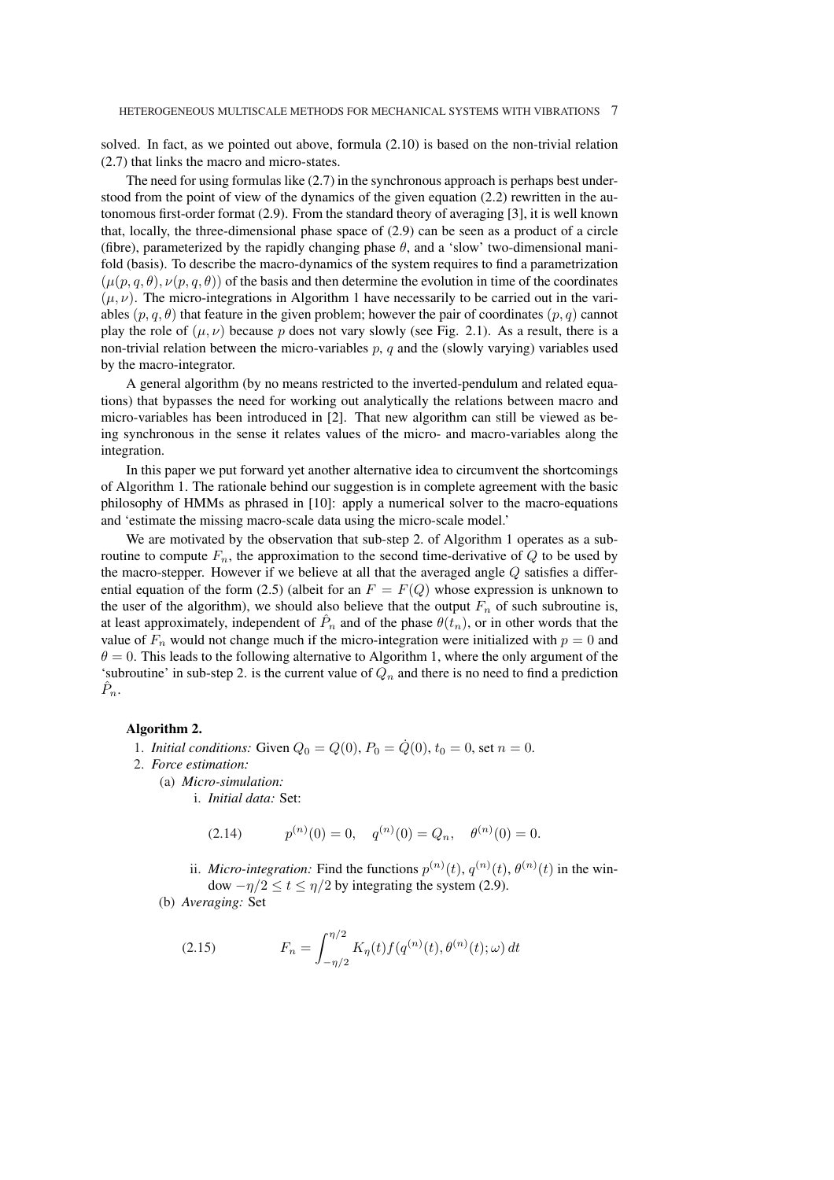solved. In fact, as we pointed out above, formula (2.10) is based on the non-trivial relation (2.7) that links the macro and micro-states.

The need for using formulas like (2.7) in the synchronous approach is perhaps best understood from the point of view of the dynamics of the given equation (2.2) rewritten in the autonomous first-order format (2.9). From the standard theory of averaging [3], it is well known that, locally, the three-dimensional phase space of (2.9) can be seen as a product of a circle (fibre), parameterized by the rapidly changing phase $\theta$, and a 'slow' two-dimensional manifold (basis). To describe the macro-dynamics of the system requires to find a parametrization $(\mu(p,q,\theta), \nu(p,q,\theta))$ of the basis and then determine the evolution in time of the coordinates $(\mu, \nu)$. The micro-integrations in Algorithm 1 have necessarily to be carried out in the variables $(p, q, \theta)$ that feature in the given problem; however the pair of coordinates $(p, q)$ cannot play the role of $(\mu, \nu)$ because $p$ does not vary slowly (see Fig. 2.1). As a result, there is a non-trivial relation between the micro-variables $p$, $q$ and the (slowly varying) variables used by the macro-integrator.

A general algorithm (by no means restricted to the inverted-pendulum and related equations) that bypasses the need for working out analytically the relations between macro and micro-variables has been introduced in [2]. That new algorithm can still be viewed as being synchronous in the sense it relates values of the micro- and macro-variables along the integration.

In this paper we put forward yet another alternative idea to circumvent the shortcomings of Algorithm 1. The rationale behind our suggestion is in complete agreement with the basic philosophy of HMMs as phrased in [10]: apply a numerical solver to the macro-equations and 'estimate the missing macro-scale data using the micro-scale model.'

We are motivated by the observation that sub-step 2. of Algorithm 1 operates as a subroutine to compute $F_n$, the approximation to the second time-derivative of $Q$ to be used by the macro-stepper. However if we believe at all that the averaged angle $Q$ satisfies a differential equation of the form (2.5) (albeit for an $F = F(Q)$ whose expression is unknown to the user of the algorithm), we should also believe that the output $F_n$ of such subroutine is, at least approximately, independent of $\hat{P}_n$ and of the phase $\theta(t_n)$, or in other words that the value of $F_n$ would not change much if the micro-integration were initialized with $p = 0$ and $\theta = 0$. This leads to the following alternative to Algorithm 1, where the only argument of the 'subroutine' in sub-step 2. is the current value of $Q_n$ and there is no need to find a prediction $\hat{P}_n$.

**Algorithm 2.**

1. *Initial conditions:* Given $Q_0 = Q(0)$, $P_0 = \dot{Q}(0)$, $t_0 = 0$, set $n = 0$.
2. *Force estimation:*
   (a) *Micro-simulation:*
      i. *Initial data:* Set:

$$p^{(n)}(0) = 0, \quad q^{(n)}(0) = Q_n, \quad \theta^{(n)}(0) = 0. \tag{2.14}$$

      ii. *Micro-integration:* Find the functions $p^{(n)}(t)$, $q^{(n)}(t)$, $\theta^{(n)}(t)$ in the window $-\eta/2 \leq t \leq \eta/2$ by integrating the system (2.9).

   (b) *Averaging:* Set

$$F_n = \int_{-\eta/2}^{\eta/2} K_\eta(t) f(q^{(n)}(t), \theta^{(n)}(t); \omega)\, dt \tag{2.15}$$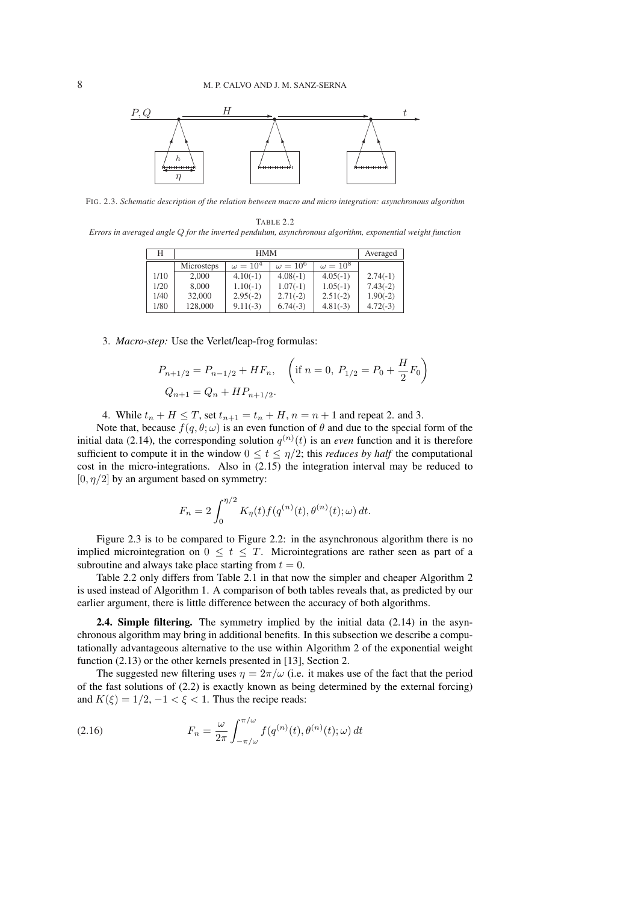P, Q

H

t

h

η

FIG. 2.3. *Schematic description of the relation between macro and micro integration: asynchronous algorithm*

TABLE 2.2
*Errors in averaged angle Q for the inverted pendulum, asynchronous algorithm, exponential weight function*

| H | HMM | | | | Averaged |
|---|---|---|---|---|---|
| | Microsteps | $\omega = 10^4$ | $\omega = 10^6$ | $\omega = 10^8$ | |
| 1/10 | 2,000 | 4.10(-1) | 4.08(-1) | 4.05(-1) | 2.74(-1) |
| 1/20 | 8,000 | 1.10(-1) | 1.07(-1) | 1.05(-1) | 7.43(-2) |
| 1/40 | 32,000 | 2.95(-2) | 2.71(-2) | 2.51(-2) | 1.90(-2) |
| 1/80 | 128,000 | 9.11(-3) | 6.74(-3) | 4.81(-3) | 4.72(-3) |

3. *Macro-step:* Use the Verlet/leap-frog formulas:

$$P_{n+1/2} = P_{n-1/2} + HF_n, \quad \left(\text{if } n = 0,\ P_{1/2} = P_0 + \frac{H}{2}F_0\right)$$
$$Q_{n+1} = Q_n + HP_{n+1/2}.$$

4. While $t_n + H \leq T$, set $t_{n+1} = t_n + H$, $n = n + 1$ and repeat 2. and 3.

Note that, because $f(q, \theta; \omega)$ is an even function of $\theta$ and due to the special form of the initial data (2.14), the corresponding solution $q^{(n)}(t)$ is an *even* function and it is therefore sufficient to compute it in the window $0 \leq t \leq \eta/2$; this *reduces by half* the computational cost in the micro-integrations. Also in (2.15) the integration interval may be reduced to $[0, \eta/2]$ by an argument based on symmetry:

$$F_n = 2\int_0^{\eta/2} K_\eta(t) f(q^{(n)}(t), \theta^{(n)}(t); \omega)\, dt.$$

Figure 2.3 is to be compared to Figure 2.2: in the asynchronous algorithm there is no implied microintegration on $0 \leq t \leq T$. Microintegrations are rather seen as part of a subroutine and always take place starting from $t = 0$.

Table 2.2 only differs from Table 2.1 in that now the simpler and cheaper Algorithm 2 is used instead of Algorithm 1. A comparison of both tables reveals that, as predicted by our earlier argument, there is little difference between the accuracy of both algorithms.

**2.4. Simple filtering.** The symmetry implied by the initial data (2.14) in the asynchronous algorithm may bring in additional benefits. In this subsection we describe a computationally advantageous alternative to the use within Algorithm 2 of the exponential weight function (2.13) or the other kernels presented in [13], Section 2.

The suggested new filtering uses $\eta = 2\pi/\omega$ (i.e. it makes use of the fact that the period of the fast solutions of (2.2) is exactly known as being determined by the external forcing) and $K(\xi) = 1/2$, $-1 < \xi < 1$. Thus the recipe reads:

$$F_n = \frac{\omega}{2\pi}\int_{-\pi/\omega}^{\pi/\omega} f(q^{(n)}(t), \theta^{(n)}(t); \omega)\, dt \tag{2.16}$$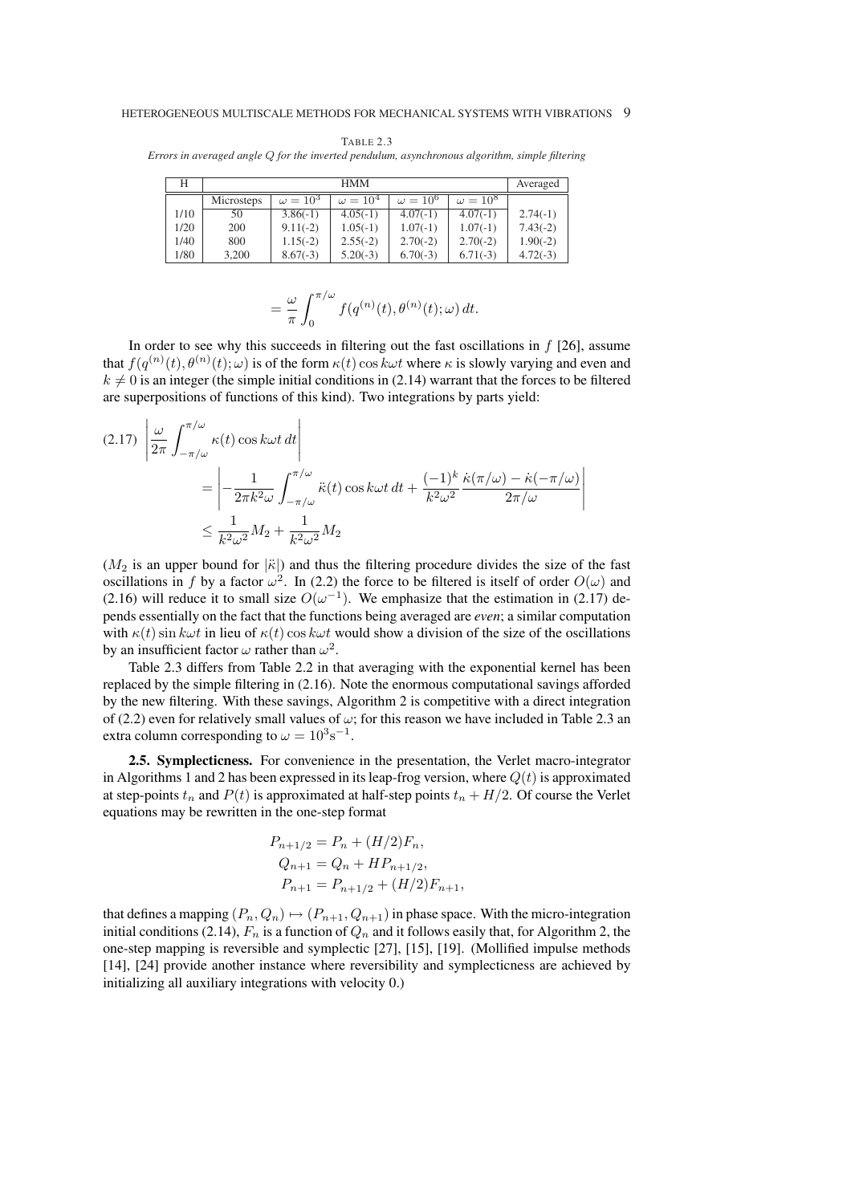TABLE 2.3

*Errors in averaged angle $Q$ for the inverted pendulum, asynchronous algorithm, simple filtering*

| H | HMM | | | | | Averaged |
|---|---|---|---|---|---|---|
| | Microsteps | $\omega = 10^3$ | $\omega = 10^4$ | $\omega = 10^6$ | $\omega = 10^8$ | |
| 1/10 | 50 | 3.86(-1) | 4.05(-1) | 4.07(-1) | 4.07(-1) | 2.74(-1) |
| 1/20 | 200 | 9.11(-2) | 1.05(-1) | 1.07(-1) | 1.07(-1) | 7.43(-2) |
| 1/40 | 800 | 1.15(-2) | 2.55(-2) | 2.70(-2) | 2.70(-2) | 1.90(-2) |
| 1/80 | 3,200 | 8.67(-3) | 5.20(-3) | 6.70(-3) | 6.71(-3) | 4.72(-3) |

$$= \frac{\omega}{\pi} \int_0^{\pi/\omega} f(q^{(n)}(t), \theta^{(n)}(t); \omega)\, dt.$$

In order to see why this succeeds in filtering out the fast oscillations in $f$ [26], assume that $f(q^{(n)}(t), \theta^{(n)}(t); \omega)$ is of the form $\kappa(t) \cos k\omega t$ where $\kappa$ is slowly varying and even and $k \neq 0$ is an integer (the simple initial conditions in (2.14) warrant that the forces to be filtered are superpositions of functions of this kind). Two integrations by parts yield:

$$(2.17)\quad \left| \frac{\omega}{2\pi} \int_{-\pi/\omega}^{\pi/\omega} \kappa(t) \cos k\omega t\, dt \right| = \left| -\frac{1}{2\pi k^2 \omega} \int_{-\pi/\omega}^{\pi/\omega} \ddot{\kappa}(t) \cos k\omega t\, dt + \frac{(-1)^k}{k^2\omega^2} \frac{\dot{\kappa}(\pi/\omega) - \dot{\kappa}(-\pi/\omega)}{2\pi/\omega} \right| \leq \frac{1}{k^2\omega^2} M_2 + \frac{1}{k^2\omega^2} M_2$$

($M_2$ is an upper bound for $|\ddot{\kappa}|$) and thus the filtering procedure divides the size of the fast oscillations in $f$ by a factor $\omega^2$. In (2.2) the force to be filtered is itself of order $O(\omega)$ and (2.16) will reduce it to small size $O(\omega^{-1})$. We emphasize that the estimation in (2.17) depends essentially on the fact that the functions being averaged are *even*; a similar computation with $\kappa(t) \sin k\omega t$ in lieu of $\kappa(t) \cos k\omega t$ would show a division of the size of the oscillations by an insufficient factor $\omega$ rather than $\omega^2$.

Table 2.3 differs from Table 2.2 in that averaging with the exponential kernel has been replaced by the simple filtering in (2.16). Note the enormous computational savings afforded by the new filtering. With these savings, Algorithm 2 is competitive with a direct integration of (2.2) even for relatively small values of $\omega$; for this reason we have included in Table 2.3 an extra column corresponding to $\omega = 10^3 \mathrm{s}^{-1}$.

**2.5. Symplecticness.** For convenience in the presentation, the Verlet macro-integrator in Algorithms 1 and 2 has been expressed in its leap-frog version, where $Q(t)$ is approximated at step-points $t_n$ and $P(t)$ is approximated at half-step points $t_n + H/2$. Of course the Verlet equations may be rewritten in the one-step format

$$P_{n+1/2} = P_n + (H/2)F_n,$$
$$Q_{n+1} = Q_n + HP_{n+1/2},$$
$$P_{n+1} = P_{n+1/2} + (H/2)F_{n+1},$$

that defines a mapping $(P_n, Q_n) \mapsto (P_{n+1}, Q_{n+1})$ in phase space. With the micro-integration initial conditions (2.14), $F_n$ is a function of $Q_n$ and it follows easily that, for Algorithm 2, the one-step mapping is reversible and symplectic [27], [15], [19]. (Mollified impulse methods [14], [24] provide another instance where reversibility and symplecticness are achieved by initializing all auxiliary integrations with velocity 0.)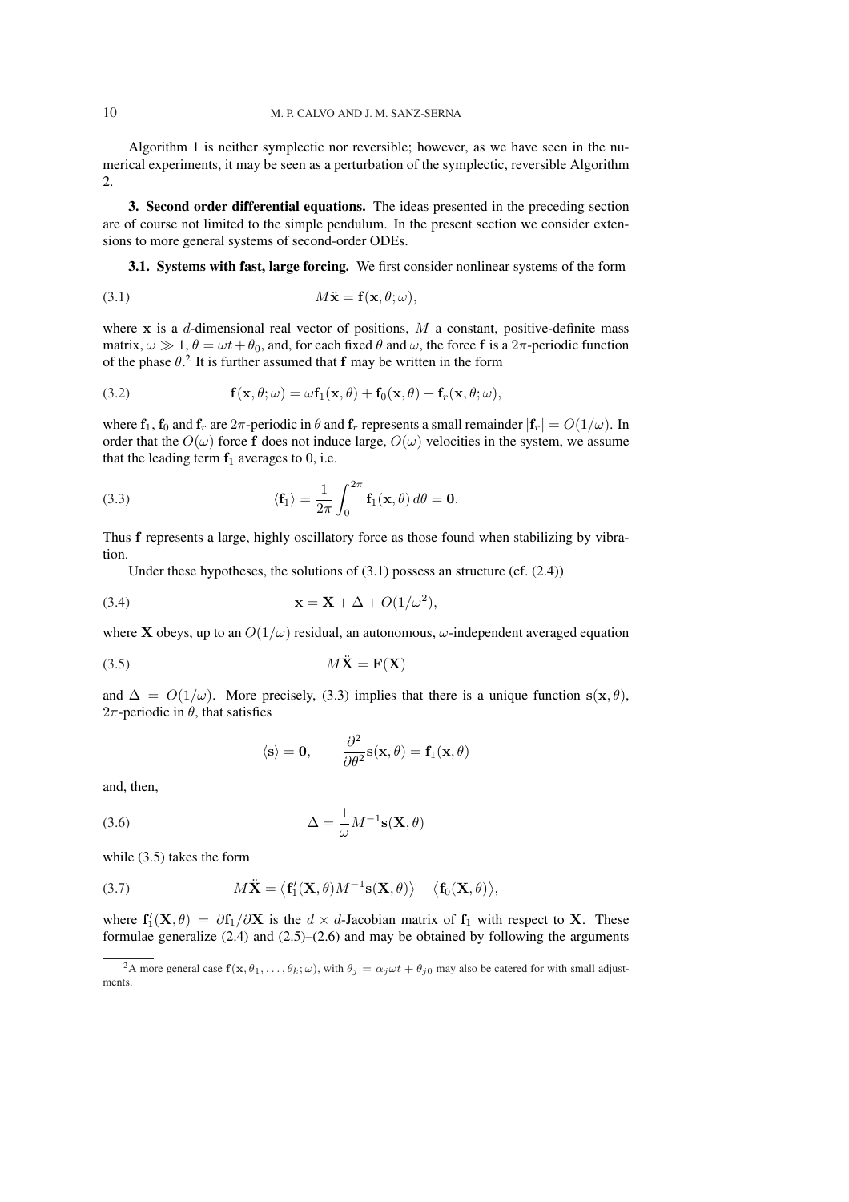Algorithm 1 is neither symplectic nor reversible; however, as we have seen in the numerical experiments, it may be seen as a perturbation of the symplectic, reversible Algorithm 2.

## 3. Second order differential equations.

The ideas presented in the preceding section are of course not limited to the simple pendulum. In the present section we consider extensions to more general systems of second-order ODEs.

### 3.1. Systems with fast, large forcing.

We first consider nonlinear systems of the form

$$M\ddot{\mathbf{x}} = \mathbf{f}(\mathbf{x}, \theta; \omega), \tag{3.1}$$

where $\mathbf{x}$ is a $d$-dimensional real vector of positions, $M$ a constant, positive-definite mass matrix, $\omega \gg 1$, $\theta = \omega t + \theta_0$, and, for each fixed $\theta$ and $\omega$, the force $\mathbf{f}$ is a $2\pi$-periodic function of the phase $\theta$.[2] It is further assumed that $\mathbf{f}$ may be written in the form

$$\mathbf{f}(\mathbf{x}, \theta; \omega) = \omega \mathbf{f}_1(\mathbf{x}, \theta) + \mathbf{f}_0(\mathbf{x}, \theta) + \mathbf{f}_r(\mathbf{x}, \theta; \omega), \tag{3.2}$$

where $\mathbf{f}_1$, $\mathbf{f}_0$ and $\mathbf{f}_r$ are $2\pi$-periodic in $\theta$ and $\mathbf{f}_r$ represents a small remainder $|\mathbf{f}_r| = O(1/\omega)$. In order that the $O(\omega)$ force $\mathbf{f}$ does not induce large, $O(\omega)$ velocities in the system, we assume that the leading term $\mathbf{f}_1$ averages to 0, i.e.

$$\langle \mathbf{f}_1 \rangle = \frac{1}{2\pi} \int_0^{2\pi} \mathbf{f}_1(\mathbf{x}, \theta)\, d\theta = \mathbf{0}. \tag{3.3}$$

Thus $\mathbf{f}$ represents a large, highly oscillatory force as those found when stabilizing by vibration.

Under these hypotheses, the solutions of (3.1) possess an structure (cf. (2.4))

$$\mathbf{x} = \mathbf{X} + \Delta + O(1/\omega^2), \tag{3.4}$$

where $\mathbf{X}$ obeys, up to an $O(1/\omega)$ residual, an autonomous, $\omega$-independent averaged equation

$$M\ddot{\mathbf{X}} = \mathbf{F}(\mathbf{X}) \tag{3.5}$$

and $\Delta = O(1/\omega)$. More precisely, (3.3) implies that there is a unique function $\mathbf{s}(\mathbf{x}, \theta)$, $2\pi$-periodic in $\theta$, that satisfies

$$\langle \mathbf{s} \rangle = \mathbf{0}, \qquad \frac{\partial^2}{\partial \theta^2} \mathbf{s}(\mathbf{x}, \theta) = \mathbf{f}_1(\mathbf{x}, \theta)$$

and, then,

$$\Delta = \frac{1}{\omega} M^{-1} \mathbf{s}(\mathbf{X}, \theta) \tag{3.6}$$

while (3.5) takes the form

$$M\ddot{\mathbf{X}} = \big\langle \mathbf{f}_1'(\mathbf{X}, \theta) M^{-1} \mathbf{s}(\mathbf{X}, \theta) \big\rangle + \big\langle \mathbf{f}_0(\mathbf{X}, \theta) \big\rangle, \tag{3.7}$$

where $\mathbf{f}_1'(\mathbf{X}, \theta) = \partial \mathbf{f}_1 / \partial \mathbf{X}$ is the $d \times d$-Jacobian matrix of $\mathbf{f}_1$ with respect to $\mathbf{X}$. These formulae generalize (2.4) and (2.5)–(2.6) and may be obtained by following the arguments

[2] A more general case $\mathbf{f}(\mathbf{x}, \theta_1, \dots, \theta_k; \omega)$, with $\theta_j = \alpha_j \omega t + \theta_{j0}$ may also be catered for with small adjustments.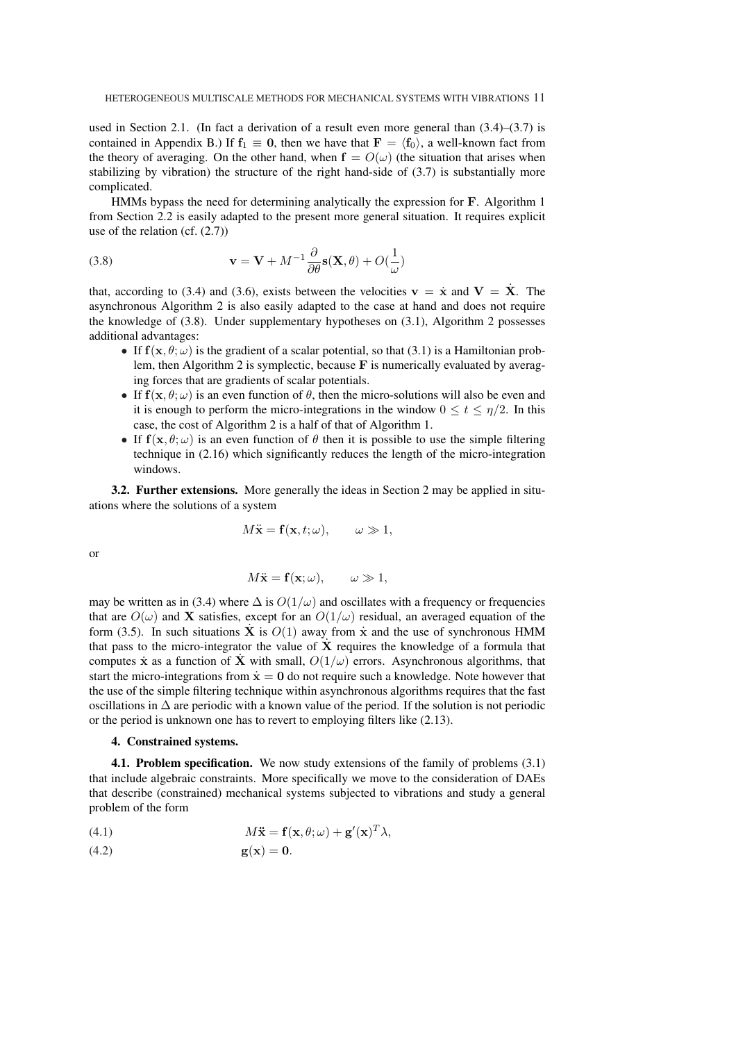used in Section 2.1. (In fact a derivation of a result even more general than (3.4)–(3.7) is contained in Appendix B.) If $\mathbf{f}_1 \equiv \mathbf{0}$, then we have that $\mathbf{F} = \langle \mathbf{f}_0 \rangle$, a well-known fact from the theory of averaging. On the other hand, when $\mathbf{f} = O(\omega)$ (the situation that arises when stabilizing by vibration) the structure of the right hand-side of (3.7) is substantially more complicated.

HMMs bypass the need for determining analytically the expression for $\mathbf{F}$. Algorithm 1 from Section 2.2 is easily adapted to the present more general situation. It requires explicit use of the relation (cf. (2.7))

$$\mathbf{v} = \mathbf{V} + M^{-1} \frac{\partial}{\partial \theta} \mathbf{s}(\mathbf{X}, \theta) + O(\frac{1}{\omega}) \tag{3.8}$$

that, according to (3.4) and (3.6), exists between the velocities $\mathbf{v} = \dot{\mathbf{x}}$ and $\mathbf{V} = \dot{\mathbf{X}}$. The asynchronous Algorithm 2 is also easily adapted to the case at hand and does not require the knowledge of (3.8). Under supplementary hypotheses on (3.1), Algorithm 2 possesses additional advantages:

- If $\mathbf{f}(\mathbf{x}, \theta; \omega)$ is the gradient of a scalar potential, so that (3.1) is a Hamiltonian problem, then Algorithm 2 is symplectic, because $\mathbf{F}$ is numerically evaluated by averaging forces that are gradients of scalar potentials.
- If $\mathbf{f}(\mathbf{x}, \theta; \omega)$ is an even function of $\theta$, then the micro-solutions will also be even and it is enough to perform the micro-integrations in the window $0 \leq t \leq \eta/2$. In this case, the cost of Algorithm 2 is a half of that of Algorithm 1.
- If $\mathbf{f}(\mathbf{x}, \theta; \omega)$ is an even function of $\theta$ then it is possible to use the simple filtering technique in (2.16) which significantly reduces the length of the micro-integration windows.

**3.2. Further extensions.** More generally the ideas in Section 2 may be applied in situations where the solutions of a system

$$M\ddot{\mathbf{x}} = \mathbf{f}(\mathbf{x}, t; \omega), \qquad \omega \gg 1,$$

or

$$M\ddot{\mathbf{x}} = \mathbf{f}(\mathbf{x}; \omega), \qquad \omega \gg 1,$$

may be written as in (3.4) where $\Delta$ is $O(1/\omega)$ and oscillates with a frequency or frequencies that are $O(\omega)$ and $\mathbf{X}$ satisfies, except for an $O(1/\omega)$ residual, an averaged equation of the form (3.5). In such situations $\dot{\mathbf{X}}$ is $O(1)$ away from $\dot{\mathbf{x}}$ and the use of synchronous HMM that pass to the micro-integrator the value of $\dot{\mathbf{X}}$ requires the knowledge of a formula that computes $\dot{\mathbf{x}}$ as a function of $\dot{\mathbf{X}}$ with small, $O(1/\omega)$ errors. Asynchronous algorithms, that start the micro-integrations from $\dot{\mathbf{x}} = \mathbf{0}$ do not require such a knowledge. Note however that the use of the simple filtering technique within asynchronous algorithms requires that the fast oscillations in $\Delta$ are periodic with a known value of the period. If the solution is not periodic or the period is unknown one has to revert to employing filters like (2.13).

## 4. Constrained systems.

**4.1. Problem specification.** We now study extensions of the family of problems (3.1) that include algebraic constraints. More specifically we move to the consideration of DAEs that describe (constrained) mechanical systems subjected to vibrations and study a general problem of the form

$$M\ddot{\mathbf{x}} = \mathbf{f}(\mathbf{x}, \theta; \omega) + \mathbf{g}'(\mathbf{x})^T \lambda, \tag{4.1}$$

$$\mathbf{g}(\mathbf{x}) = \mathbf{0}. \tag{4.2}$$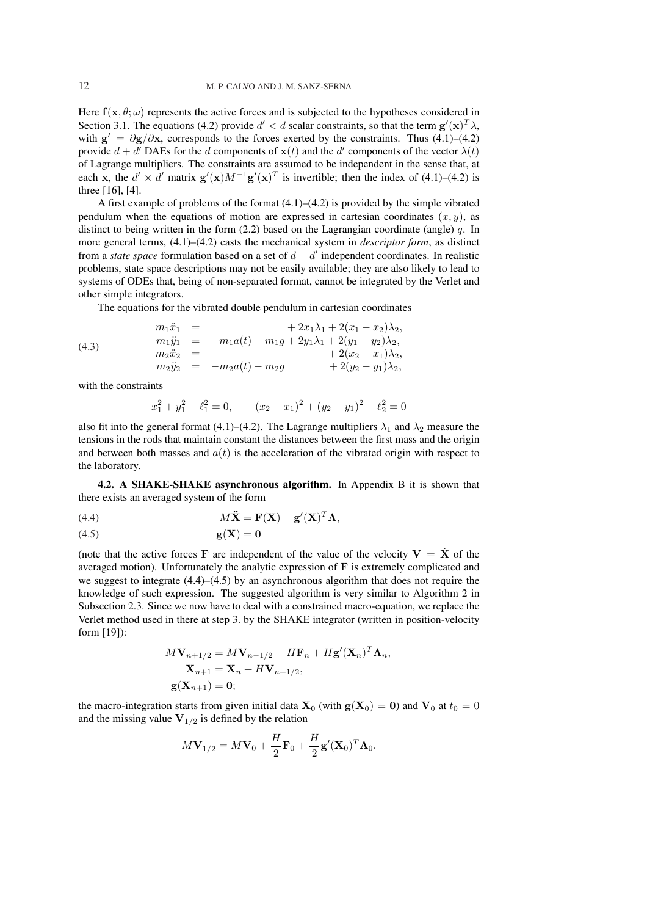Here $\mathbf{f}(\mathbf{x}, \theta; \omega)$ represents the active forces and is subjected to the hypotheses considered in Section 3.1. The equations (4.2) provide $d' < d$ scalar constraints, so that the term $\mathbf{g}'(\mathbf{x})^T \lambda$, with $\mathbf{g}' = \partial \mathbf{g}/\partial \mathbf{x}$, corresponds to the forces exerted by the constraints. Thus (4.1)–(4.2) provide $d + d'$ DAEs for the $d$ components of $\mathbf{x}(t)$ and the $d'$ components of the vector $\lambda(t)$ of Lagrange multipliers. The constraints are assumed to be independent in the sense that, at each $\mathbf{x}$, the $d' \times d'$ matrix $\mathbf{g}'(\mathbf{x}) M^{-1} \mathbf{g}'(\mathbf{x})^T$ is invertible; then the index of (4.1)–(4.2) is three [16], [4].

A first example of problems of the format (4.1)–(4.2) is provided by the simple vibrated pendulum when the equations of motion are expressed in cartesian coordinates $(x, y)$, as distinct to being written in the form (2.2) based on the Lagrangian coordinate (angle) $q$. In more general terms, (4.1)–(4.2) casts the mechanical system in *descriptor form*, as distinct from a *state space* formulation based on a set of $d - d'$ independent coordinates. In realistic problems, state space descriptions may not be easily available; they are also likely to lead to systems of ODEs that, being of non-separated format, cannot be integrated by the Verlet and other simple integrators.

The equations for the vibrated double pendulum in cartesian coordinates

$$
\begin{aligned}
m_1 \ddot{x}_1 &= && + 2x_1\lambda_1 + 2(x_1 - x_2)\lambda_2, \\
m_1 \ddot{y}_1 &= -m_1 a(t) - m_1 g && + 2y_1\lambda_1 + 2(y_1 - y_2)\lambda_2, \\
m_2 \ddot{x}_2 &= && + 2(x_2 - x_1)\lambda_2, \\
m_2 \ddot{y}_2 &= -m_2 a(t) - m_2 g && + 2(y_2 - y_1)\lambda_2,
\end{aligned}
\tag{4.3}
$$

with the constraints

$$
x_1^2 + y_1^2 - \ell_1^2 = 0, \qquad (x_2 - x_1)^2 + (y_2 - y_1)^2 - \ell_2^2 = 0
$$

also fit into the general format (4.1)–(4.2). The Lagrange multipliers $\lambda_1$ and $\lambda_2$ measure the tensions in the rods that maintain constant the distances between the first mass and the origin and between both masses and $a(t)$ is the acceleration of the vibrated origin with respect to the laboratory.

**4.2. A SHAKE-SHAKE asynchronous algorithm.** In Appendix B it is shown that there exists an averaged system of the form

$$
M\ddot{\mathbf{X}} = \mathbf{F}(\mathbf{X}) + \mathbf{g}'(\mathbf{X})^T \mathbf{\Lambda}, \tag{4.4}
$$

$$
\mathbf{g}(\mathbf{X}) = \mathbf{0} \tag{4.5}
$$

(note that the active forces $\mathbf{F}$ are independent of the value of the velocity $\mathbf{V} = \dot{\mathbf{X}}$ of the averaged motion). Unfortunately the analytic expression of $\mathbf{F}$ is extremely complicated and we suggest to integrate (4.4)–(4.5) by an asynchronous algorithm that does not require the knowledge of such expression. The suggested algorithm is very similar to Algorithm 2 in Subsection 2.3. Since we now have to deal with a constrained macro-equation, we replace the Verlet method used in there at step 3. by the SHAKE integrator (written in position-velocity form [19]):

$$
\begin{aligned}
M\mathbf{V}_{n+1/2} &= M\mathbf{V}_{n-1/2} + H\mathbf{F}_n + H\mathbf{g}'(\mathbf{X}_n)^T \mathbf{\Lambda}_n, \\
\mathbf{X}_{n+1} &= \mathbf{X}_n + H\mathbf{V}_{n+1/2}, \\
\mathbf{g}(\mathbf{X}_{n+1}) &= \mathbf{0};
\end{aligned}
$$

the macro-integration starts from given initial data $\mathbf{X}_0$ (with $\mathbf{g}(\mathbf{X}_0) = \mathbf{0}$) and $\mathbf{V}_0$ at $t_0 = 0$ and the missing value $\mathbf{V}_{1/2}$ is defined by the relation

$$
M\mathbf{V}_{1/2} = M\mathbf{V}_0 + \frac{H}{2}\mathbf{F}_0 + \frac{H}{2}\mathbf{g}'(\mathbf{X}_0)^T \mathbf{\Lambda}_0.
$$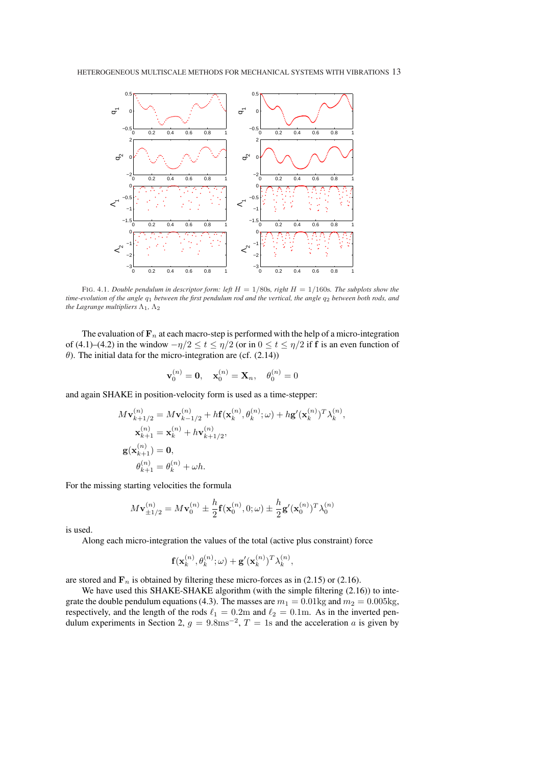q1
0.5
0
−0.5
0 0.2 0.4 0.6 0.8 1

q1
0.5
0
−0.5
0 0.2 0.4 0.6 0.8 1

q2
2
0
−2
0 0.2 0.4 0.6 0.8 1

q2
2
0
−2
0 0.2 0.4 0.6 0.8 1

Λ1
0
−0.5
−1
−1.5
0 0.2 0.4 0.6 0.8 1

Λ1
0
−0.5
−1
−1.5
0 0.2 0.4 0.6 0.8 1

Λ2
0
−1
−2
−3
0 0.2 0.4 0.6 0.8 1

Λ2
0
−1
−2
−3
0 0.2 0.4 0.6 0.8 1

FIG. 4.1. *Double pendulum in descriptor form: left $H = 1/80$s, right $H = 1/160$s. The subplots show the time-evolution of the angle $q_1$ between the first pendulum rod and the vertical, the angle $q_2$ between both rods, and the Lagrange multipliers $\Lambda_1$, $\Lambda_2$*

The evaluation of $\mathbf{F}_n$ at each macro-step is performed with the help of a micro-integration of (4.1)–(4.2) in the window $-\eta/2 \le t \le \eta/2$ (or in $0 \le t \le \eta/2$ if $\mathbf{f}$ is an even function of $\theta$). The initial data for the micro-integration are (cf. (2.14))

$$\mathbf{v}_0^{(n)} = \mathbf{0}, \quad \mathbf{x}_0^{(n)} = \mathbf{X}_n, \quad \theta_0^{(n)} = 0$$

and again SHAKE in position-velocity form is used as a time-stepper:

$$\begin{aligned}
M\mathbf{v}_{k+1/2}^{(n)} &= M\mathbf{v}_{k-1/2}^{(n)} + h\mathbf{f}(\mathbf{x}_k^{(n)}, \theta_k^{(n)}; \omega) + h\mathbf{g}'(\mathbf{x}_k^{(n)})^T \lambda_k^{(n)},\\
\mathbf{x}_{k+1}^{(n)} &= \mathbf{x}_k^{(n)} + h\mathbf{v}_{k+1/2}^{(n)},\\
\mathbf{g}(\mathbf{x}_{k+1}^{(n)}) &= \mathbf{0},\\
\theta_{k+1}^{(n)} &= \theta_k^{(n)} + \omega h.
\end{aligned}$$

For the missing starting velocities the formula

$$M\mathbf{v}_{\pm 1/2}^{(n)} = M\mathbf{v}_0^{(n)} \pm \frac{h}{2}\mathbf{f}(\mathbf{x}_0^{(n)}, 0; \omega) \pm \frac{h}{2}\mathbf{g}'(\mathbf{x}_0^{(n)})^T \lambda_0^{(n)}$$

is used.

Along each micro-integration the values of the total (active plus constraint) force

$$\mathbf{f}(\mathbf{x}_k^{(n)}, \theta_k^{(n)}; \omega) + \mathbf{g}'(\mathbf{x}_k^{(n)})^T \lambda_k^{(n)},$$

are stored and $\mathbf{F}_n$ is obtained by filtering these micro-forces as in (2.15) or (2.16).

We have used this SHAKE-SHAKE algorithm (with the simple filtering (2.16)) to integrate the double pendulum equations (4.3). The masses are $m_1 = 0.01$kg and $m_2 = 0.005$kg, respectively, and the length of the rods $\ell_1 = 0.2$m and $\ell_2 = 0.1$m. As in the inverted pendulum experiments in Section 2, $g = 9.8\text{ms}^{-2}$, $T = 1$s and the acceleration $a$ is given by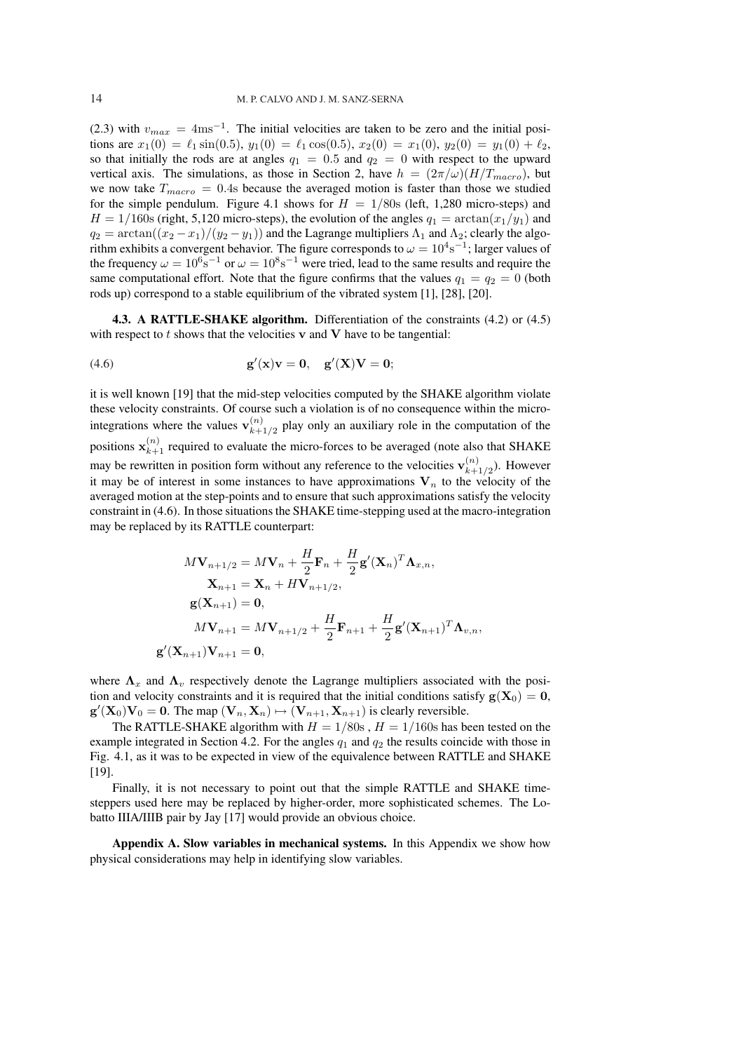(2.3) with $v_{max} = 4\text{ms}^{-1}$. The initial velocities are taken to be zero and the initial positions are $x_1(0) = \ell_1 \sin(0.5)$, $y_1(0) = \ell_1 \cos(0.5)$, $x_2(0) = x_1(0)$, $y_2(0) = y_1(0) + \ell_2$, so that initially the rods are at angles $q_1 = 0.5$ and $q_2 = 0$ with respect to the upward vertical axis. The simulations, as those in Section 2, have $h = (2\pi/\omega)(H/T_{macro})$, but we now take $T_{macro} = 0.4\text{s}$ because the averaged motion is faster than those we studied for the simple pendulum. Figure 4.1 shows for $H = 1/80\text{s}$ (left, 1,280 micro-steps) and $H = 1/160\text{s}$ (right, 5,120 micro-steps), the evolution of the angles $q_1 = \arctan(x_1/y_1)$ and $q_2 = \arctan((x_2 - x_1)/(y_2 - y_1))$ and the Lagrange multipliers $\Lambda_1$ and $\Lambda_2$; clearly the algorithm exhibits a convergent behavior. The figure corresponds to $\omega = 10^4\text{s}^{-1}$; larger values of the frequency $\omega = 10^6\text{s}^{-1}$ or $\omega = 10^8\text{s}^{-1}$ were tried, lead to the same results and require the same computational effort. Note that the figure confirms that the values $q_1 = q_2 = 0$ (both rods up) correspond to a stable equilibrium of the vibrated system [1], [28], [20].

**4.3. A RATTLE-SHAKE algorithm.** Differentiation of the constraints (4.2) or (4.5) with respect to $t$ shows that the velocities $\mathbf{v}$ and $\mathbf{V}$ have to be tangential:

$$\mathbf{g}'(\mathbf{x})\mathbf{v} = \mathbf{0}, \quad \mathbf{g}'(\mathbf{X})\mathbf{V} = \mathbf{0}; \tag{4.6}$$

it is well known [19] that the mid-step velocities computed by the SHAKE algorithm violate these velocity constraints. Of course such a violation is of no consequence within the micro-integrations where the values $\mathbf{v}^{(n)}_{k+1/2}$ play only an auxiliary role in the computation of the positions $\mathbf{x}^{(n)}_{k+1}$ required to evaluate the micro-forces to be averaged (note also that SHAKE may be rewritten in position form without any reference to the velocities $\mathbf{v}^{(n)}_{k+1/2}$). However it may be of interest in some instances to have approximations $\mathbf{V}_n$ to the velocity of the averaged motion at the step-points and to ensure that such approximations satisfy the velocity constraint in (4.6). In those situations the SHAKE time-stepping used at the macro-integration may be replaced by its RATTLE counterpart:

$$\begin{aligned}
M\mathbf{V}_{n+1/2} &= M\mathbf{V}_n + \frac{H}{2}\mathbf{F}_n + \frac{H}{2}\mathbf{g}'(\mathbf{X}_n)^T\mathbf{\Lambda}_{x,n},\\
\mathbf{X}_{n+1} &= \mathbf{X}_n + H\mathbf{V}_{n+1/2},\\
\mathbf{g}(\mathbf{X}_{n+1}) &= \mathbf{0},\\
M\mathbf{V}_{n+1} &= M\mathbf{V}_{n+1/2} + \frac{H}{2}\mathbf{F}_{n+1} + \frac{H}{2}\mathbf{g}'(\mathbf{X}_{n+1})^T\mathbf{\Lambda}_{v,n},\\
\mathbf{g}'(\mathbf{X}_{n+1})\mathbf{V}_{n+1} &= \mathbf{0},
\end{aligned}$$

where $\mathbf{\Lambda}_x$ and $\mathbf{\Lambda}_v$ respectively denote the Lagrange multipliers associated with the position and velocity constraints and it is required that the initial conditions satisfy $\mathbf{g}(\mathbf{X}_0) = \mathbf{0}$, $\mathbf{g}'(\mathbf{X}_0)\mathbf{V}_0 = \mathbf{0}$. The map $(\mathbf{V}_n, \mathbf{X}_n) \mapsto (\mathbf{V}_{n+1}, \mathbf{X}_{n+1})$ is clearly reversible.

The RATTLE-SHAKE algorithm with $H = 1/80\text{s}$ , $H = 1/160\text{s}$ has been tested on the example integrated in Section 4.2. For the angles $q_1$ and $q_2$ the results coincide with those in Fig. 4.1, as it was to be expected in view of the equivalence between RATTLE and SHAKE [19].

Finally, it is not necessary to point out that the simple RATTLE and SHAKE time-steppers used here may be replaced by higher-order, more sophisticated schemes. The Lobatto IIIA/IIIB pair by Jay [17] would provide an obvious choice.

**Appendix A. Slow variables in mechanical systems.** In this Appendix we show how physical considerations may help in identifying slow variables.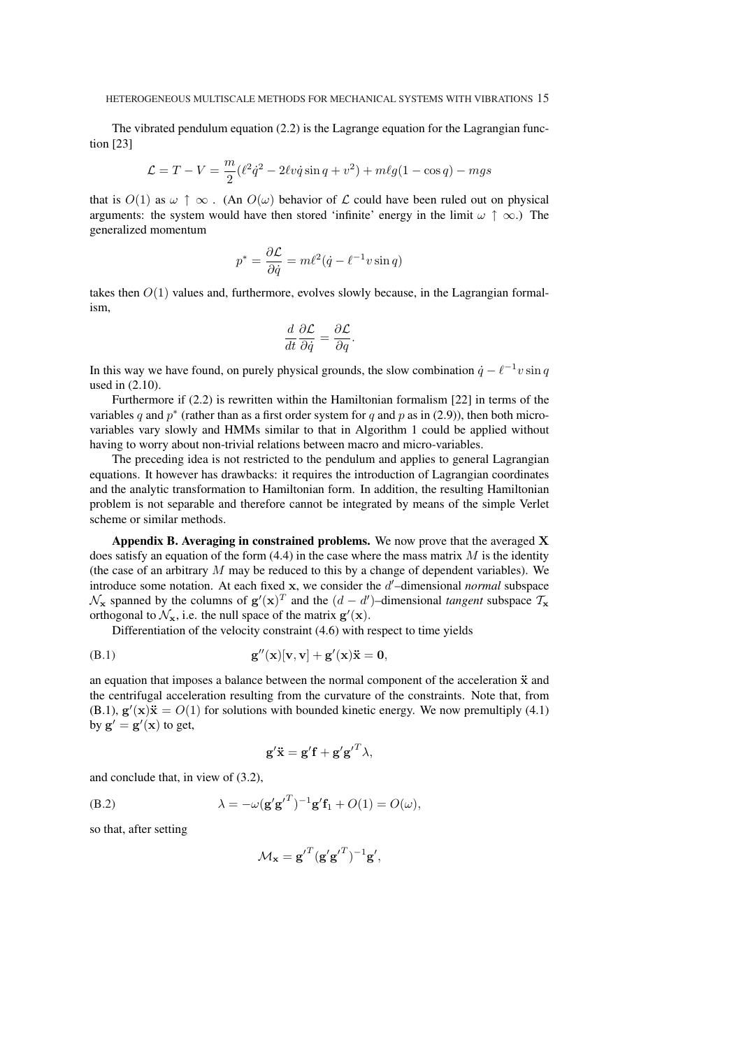The vibrated pendulum equation (2.2) is the Lagrange equation for the Lagrangian function [23]

$$\mathcal{L} = T - V = \frac{m}{2}(\ell^2\dot{q}^2 - 2\ell v\dot{q}\sin q + v^2) + m\ell g(1-\cos q) - mgs$$

that is $O(1)$ as $\omega \uparrow \infty$ . (An $O(\omega)$ behavior of $\mathcal{L}$ could have been ruled out on physical arguments: the system would have then stored 'infinite' energy in the limit $\omega \uparrow \infty$.) The generalized momentum

$$p^* = \frac{\partial \mathcal{L}}{\partial \dot{q}} = m\ell^2(\dot{q} - \ell^{-1}v\sin q)$$

takes then $O(1)$ values and, furthermore, evolves slowly because, in the Lagrangian formalism,

$$\frac{d}{dt}\frac{\partial \mathcal{L}}{\partial \dot{q}} = \frac{\partial \mathcal{L}}{\partial q}.$$

In this way we have found, on purely physical grounds, the slow combination $\dot{q} - \ell^{-1}v\sin q$ used in (2.10).

Furthermore if (2.2) is rewritten within the Hamiltonian formalism [22] in terms of the variables $q$ and $p^*$ (rather than as a first order system for $q$ and $p$ as in (2.9)), then both micro-variables vary slowly and HMMs similar to that in Algorithm 1 could be applied without having to worry about non-trivial relations between macro and micro-variables.

The preceding idea is not restricted to the pendulum and applies to general Lagrangian equations. It however has drawbacks: it requires the introduction of Lagrangian coordinates and the analytic transformation to Hamiltonian form. In addition, the resulting Hamiltonian problem is not separable and therefore cannot be integrated by means of the simple Verlet scheme or similar methods.

**Appendix B. Averaging in constrained problems.** We now prove that the averaged $\mathbf{X}$ does satisfy an equation of the form (4.4) in the case where the mass matrix $M$ is the identity (the case of an arbitrary $M$ may be reduced to this by a change of dependent variables). We introduce some notation. At each fixed $\mathbf{x}$, we consider the $d'$–dimensional *normal* subspace $\mathcal{N}_\mathbf{x}$ spanned by the columns of $\mathbf{g}'(\mathbf{x})^T$ and the $(d-d')$–dimensional *tangent* subspace $\mathcal{T}_\mathbf{x}$ orthogonal to $\mathcal{N}_\mathbf{x}$, i.e. the null space of the matrix $\mathbf{g}'(\mathbf{x})$.

Differentiation of the velocity constraint (4.6) with respect to time yields

$$\mathbf{g}''(\mathbf{x})[\mathbf{v},\mathbf{v}] + \mathbf{g}'(\mathbf{x})\ddot{\mathbf{x}} = \mathbf{0}, \tag{B.1}$$

an equation that imposes a balance between the normal component of the acceleration $\ddot{\mathbf{x}}$ and the centrifugal acceleration resulting from the curvature of the constraints. Note that, from (B.1), $\mathbf{g}'(\mathbf{x})\ddot{\mathbf{x}} = O(1)$ for solutions with bounded kinetic energy. We now premultiply (4.1) by $\mathbf{g}' = \mathbf{g}'(\mathbf{x})$ to get,

$$\mathbf{g}'\ddot{\mathbf{x}} = \mathbf{g}'\mathbf{f} + \mathbf{g}'\mathbf{g}'^T\lambda,$$

and conclude that, in view of (3.2),

$$\lambda = -\omega(\mathbf{g}'\mathbf{g}'^T)^{-1}\mathbf{g}'\mathbf{f}_1 + O(1) = O(\omega), \tag{B.2}$$

so that, after setting

$$\mathcal{M}_\mathbf{x} = \mathbf{g}'^T(\mathbf{g}'\mathbf{g}'^T)^{-1}\mathbf{g}',$$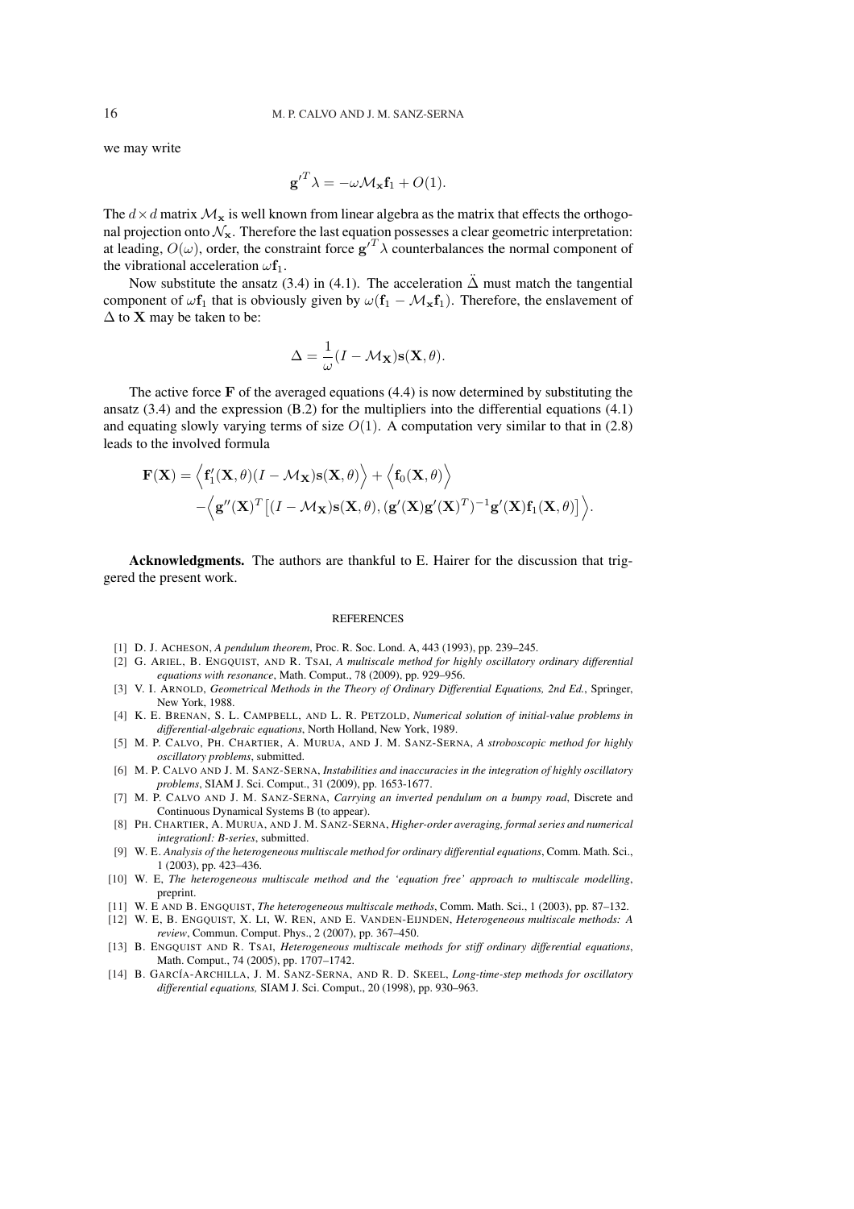we may write

$$
{\mathbf{g}'}^T \lambda = -\omega \mathcal{M}_{\mathbf{x}} \mathbf{f}_1 + O(1).
$$

The $d \times d$ matrix $\mathcal{M}_{\mathbf{x}}$ is well known from linear algebra as the matrix that effects the orthogonal projection onto $\mathcal{N}_{\mathbf{x}}$. Therefore the last equation possesses a clear geometric interpretation: at leading, $O(\omega)$, order, the constraint force ${\mathbf{g}'}^T \lambda$ counterbalances the normal component of the vibrational acceleration $\omega \mathbf{f}_1$.

Now substitute the ansatz (3.4) in (4.1). The acceleration $\ddot{\Delta}$ must match the tangential component of $\omega \mathbf{f}_1$ that is obviously given by $\omega(\mathbf{f}_1 - \mathcal{M}_{\mathbf{x}} \mathbf{f}_1)$. Therefore, the enslavement of $\Delta$ to $\mathbf{X}$ may be taken to be:

$$
\Delta = \frac{1}{\omega}(I - \mathcal{M}_{\mathbf{X}})\mathbf{s}(\mathbf{X}, \theta).
$$

The active force $\mathbf{F}$ of the averaged equations (4.4) is now determined by substituting the ansatz (3.4) and the expression (B.2) for the multipliers into the differential equations (4.1) and equating slowly varying terms of size $O(1)$. A computation very similar to that in (2.8) leads to the involved formula

$$
\begin{aligned}
\mathbf{F}(\mathbf{X}) = &\Big\langle \mathbf{f}_1'(\mathbf{X}, \theta)(I - \mathcal{M}_{\mathbf{X}})\mathbf{s}(\mathbf{X}, \theta) \Big\rangle + \Big\langle \mathbf{f}_0(\mathbf{X}, \theta) \Big\rangle \\
&- \Big\langle \mathbf{g}''(\mathbf{X})^T \big[ (I - \mathcal{M}_{\mathbf{X}})\mathbf{s}(\mathbf{X}, \theta), (\mathbf{g}'(\mathbf{X})\mathbf{g}'(\mathbf{X})^T)^{-1} \mathbf{g}'(\mathbf{X}) \mathbf{f}_1(\mathbf{X}, \theta) \big] \Big\rangle.
\end{aligned}
$$

**Acknowledgments.** The authors are thankful to E. Hairer for the discussion that triggered the present work.

## REFERENCES

[1] D. J. ACHESON, *A pendulum theorem*, Proc. R. Soc. Lond. A, 443 (1993), pp. 239–245.

[2] G. ARIEL, B. ENGQUIST, AND R. TSAI, *A multiscale method for highly oscillatory ordinary differential equations with resonance*, Math. Comput., 78 (2009), pp. 929–956.

[3] V. I. ARNOLD, *Geometrical Methods in the Theory of Ordinary Differential Equations, 2nd Ed.*, Springer, New York, 1988.

[4] K. E. BRENAN, S. L. CAMPBELL, AND L. R. PETZOLD, *Numerical solution of initial-value problems in differential-algebraic equations*, North Holland, New York, 1989.

[5] M. P. CALVO, PH. CHARTIER, A. MURUA, AND J. M. SANZ-SERNA, *A stroboscopic method for highly oscillatory problems*, submitted.

[6] M. P. CALVO AND J. M. SANZ-SERNA, *Instabilities and inaccuracies in the integration of highly oscillatory problems*, SIAM J. Sci. Comput., 31 (2009), pp. 1653-1677.

[7] M. P. CALVO AND J. M. SANZ-SERNA, *Carrying an inverted pendulum on a bumpy road*, Discrete and Continuous Dynamical Systems B (to appear).

[8] PH. CHARTIER, A. MURUA, AND J. M. SANZ-SERNA, *Higher-order averaging, formal series and numerical integrationI: B-series*, submitted.

[9] W. E. *Analysis of the heterogeneous multiscale method for ordinary differential equations*, Comm. Math. Sci., 1 (2003), pp. 423–436.

[10] W. E, *The heterogeneous multiscale method and the 'equation free' approach to multiscale modelling*, preprint.

[11] W. E AND B. ENGQUIST, *The heterogeneous multiscale methods*, Comm. Math. Sci., 1 (2003), pp. 87–132.

[12] W. E, B. ENGQUIST, X. LI, W. REN, AND E. VANDEN-EIJNDEN, *Heterogeneous multiscale methods: A review*, Commun. Comput. Phys., 2 (2007), pp. 367–450.

[13] B. ENGQUIST AND R. TSAI, *Heterogeneous multiscale methods for stiff ordinary differential equations*, Math. Comput., 74 (2005), pp. 1707–1742.

[14] B. GARCÍA-ARCHILLA, J. M. SANZ-SERNA, AND R. D. SKEEL, *Long-time-step methods for oscillatory differential equations,* SIAM J. Sci. Comput., 20 (1998), pp. 930–963.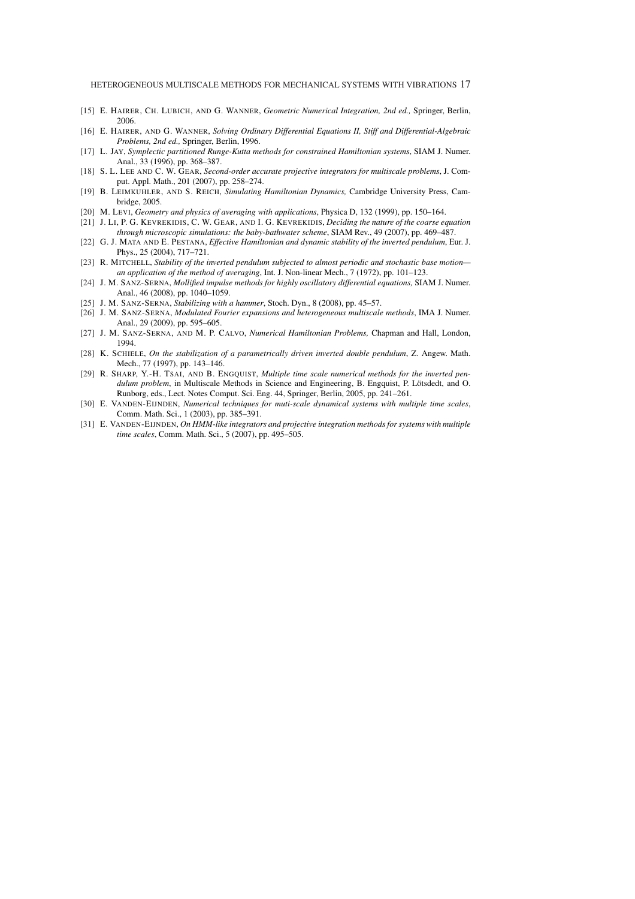[15] E. Hairer, Ch. Lubich, and G. Wanner, *Geometric Numerical Integration, 2nd ed.,* Springer, Berlin, 2006.

[16] E. Hairer, and G. Wanner, *Solving Ordinary Differential Equations II, Stiff and Differential-Algebraic Problems, 2nd ed.,* Springer, Berlin, 1996.

[17] L. Jay, *Symplectic partitioned Runge-Kutta methods for constrained Hamiltonian systems*, SIAM J. Numer. Anal., 33 (1996), pp. 368–387.

[18] S. L. Lee and C. W. Gear, *Second-order accurate projective integrators for multiscale problems*, J. Comput. Appl. Math., 201 (2007), pp. 258–274.

[19] B. Leimkuhler, and S. Reich, *Simulating Hamiltonian Dynamics,* Cambridge University Press, Cambridge, 2005.

[20] M. Levi, *Geometry and physics of averaging with applications*, Physica D, 132 (1999), pp. 150–164.

[21] J. Li, P. G. Kevrekidis, C. W. Gear, and I. G. Kevrekidis, *Deciding the nature of the coarse equation through microscopic simulations: the baby-bathwater scheme*, SIAM Rev., 49 (2007), pp. 469–487.

[22] G. J. Mata and E. Pestana, *Effective Hamiltonian and dynamic stability of the inverted pendulum*, Eur. J. Phys., 25 (2004), 717–721.

[23] R. Mitchell, *Stability of the inverted pendulum subjected to almost periodic and stochastic base motion—an application of the method of averaging*, Int. J. Non-linear Mech., 7 (1972), pp. 101–123.

[24] J. M. Sanz-Serna, *Mollified impulse methods for highly oscillatory differential equations,* SIAM J. Numer. Anal., 46 (2008), pp. 1040–1059.

[25] J. M. Sanz-Serna, *Stabilizing with a hammer*, Stoch. Dyn., 8 (2008), pp. 45–57.

[26] J. M. Sanz-Serna, *Modulated Fourier expansions and heterogeneous multiscale methods*, IMA J. Numer. Anal., 29 (2009), pp. 595–605.

[27] J. M. Sanz-Serna, and M. P. Calvo, *Numerical Hamiltonian Problems,* Chapman and Hall, London, 1994.

[28] K. Schiele, *On the stabilization of a parametrically driven inverted double pendulum*, Z. Angew. Math. Mech., 77 (1997), pp. 143–146.

[29] R. Sharp, Y.-H. Tsai, and B. Engquist, *Multiple time scale numerical methods for the inverted pendulum problem*, in Multiscale Methods in Science and Engineering, B. Engquist, P. Lötsdedt, and O. Runborg, eds., Lect. Notes Comput. Sci. Eng. 44, Springer, Berlin, 2005, pp. 241–261.

[30] E. Vanden-Eijnden, *Numerical techniques for muti-scale dynamical systems with multiple time scales*, Comm. Math. Sci., 1 (2003), pp. 385–391.

[31] E. Vanden-Eijnden, *On HMM-like integrators and projective integration methods for systems with multiple time scales*, Comm. Math. Sci., 5 (2007), pp. 495–505.